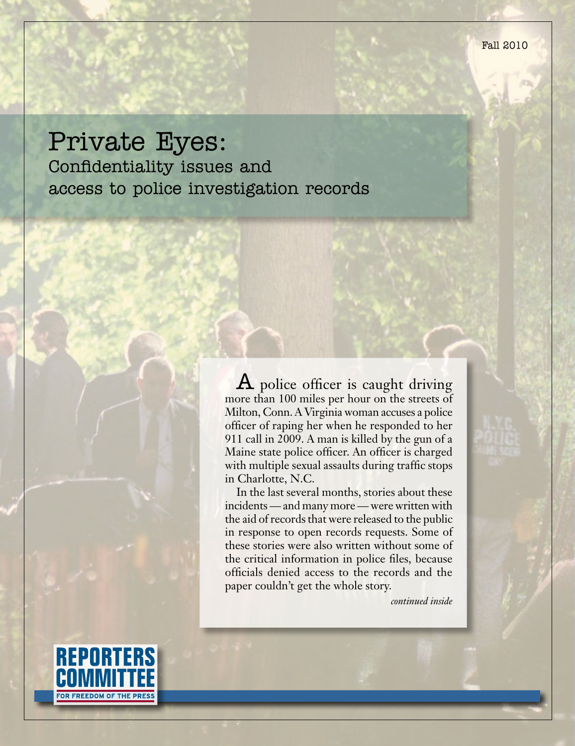Fall 2010

# Private Eyes:

## Confidentiality issues and access to police investigation records

A police officer is caught driving more than 100 miles per hour on the streets of Milton, Conn. A Virginia woman accuses a police officer of raping her when he responded to her 911 call in 2009. A man is killed by the gun of a Maine state police officer. An officer is charged with multiple sexual assaults during traffic stops in Charlotte, N.C.

In the last several months, stories about these incidents — and many more — were written with the aid of records that were released to the public in response to open records requests. Some of these stories were also written without some of the critical information in police files, because officials denied access to the records and the paper couldn't get the whole story.

*continued inside*

REPORTERS COMMITTEE FOR FREEDOM OF THE PRESS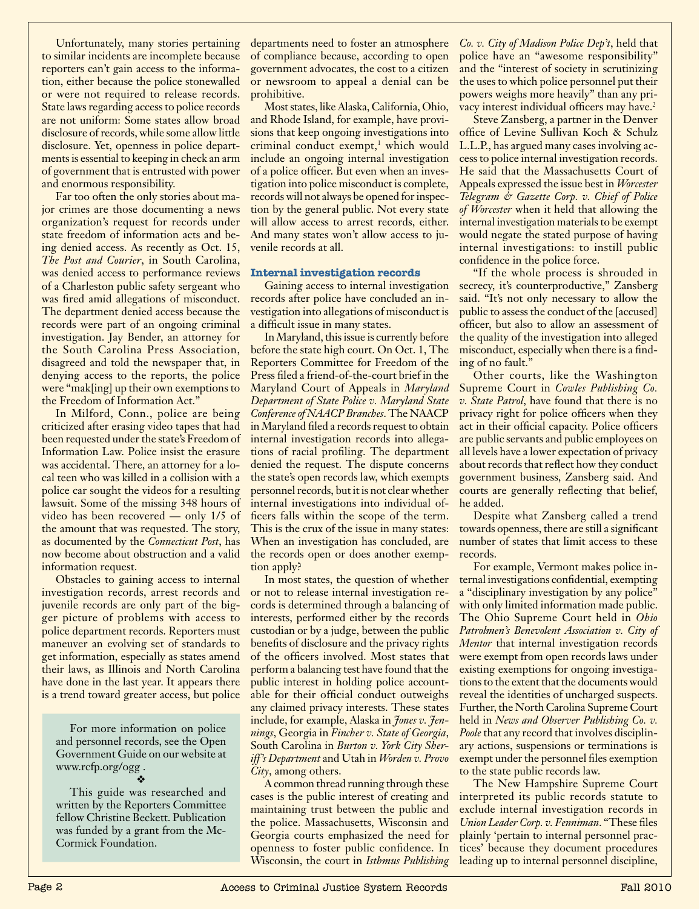Unfortunately, many stories pertaining to similar incidents are incomplete because reporters can't gain access to the information, either because the police stonewalled or were not required to release records. State laws regarding access to police records are not uniform: Some states allow broad disclosure of records, while some allow little disclosure. Yet, openness in police departments is essential to keeping in check an arm of government that is entrusted with power and enormous responsibility.

Far too often the only stories about major crimes are those documenting a news organization's request for records under state freedom of information acts and being denied access. As recently as Oct. 15, *The Post and Courier*, in South Carolina, was denied access to performance reviews of a Charleston public safety sergeant who was fired amid allegations of misconduct. The department denied access because the records were part of an ongoing criminal investigation. Jay Bender, an attorney for the South Carolina Press Association, disagreed and told the newspaper that, in denying access to the reports, the police were "mak[ing] up their own exemptions to the Freedom of Information Act."

In Milford, Conn., police are being criticized after erasing video tapes that had been requested under the state's Freedom of Information Law. Police insist the erasure was accidental. There, an attorney for a local teen who was killed in a collision with a police car sought the videos for a resulting lawsuit. Some of the missing 348 hours of video has been recovered — only 1/5 of the amount that was requested. The story, as documented by the *Connecticut Post*, has now become about obstruction and a valid information request.

Obstacles to gaining access to internal investigation records, arrest records and juvenile records are only part of the bigger picture of problems with access to police department records. Reporters must maneuver an evolving set of standards to get information, especially as states amend their laws, as Illinois and North Carolina have done in the last year. It appears there is a trend toward greater access, but police departments need to foster an atmosphere of compliance because, according to open government advocates, the cost to a citizen or newsroom to appeal a denial can be prohibitive.

Most states, like Alaska, California, Ohio, and Rhode Island, for example, have provisions that keep ongoing investigations into criminal conduct exempt,[1] which would include an ongoing internal investigation of a police officer. But even when an investigation into police misconduct is complete, records will not always be opened for inspection by the general public. Not every state will allow access to arrest records, either. And many states won't allow access to juvenile records at all.

> For more information on police and personnel records, see the Open Government Guide on our website at www.rcfp.org/ogg .
>
> ❖
>
> This guide was researched and written by the Reporters Committee fellow Christine Beckett. Publication was funded by a grant from the McCormick Foundation.

### Internal investigation records

Gaining access to internal investigation records after police have concluded an investigation into allegations of misconduct is a difficult issue in many states.

In Maryland, this issue is currently before before the state high court. On Oct. 1, The Reporters Committee for Freedom of the Press filed a friend-of-the-court brief in the Maryland Court of Appeals in *Maryland Department of State Police v. Maryland State Conference of NAACP Branches*. The NAACP in Maryland filed a records request to obtain internal investigation records into allegations of racial profiling. The department denied the request. The dispute concerns the state's open records law, which exempts personnel records, but it is not clear whether internal investigations into individual officers falls within the scope of the term. This is the crux of the issue in many states: When an investigation has concluded, are the records open or does another exemption apply?

In most states, the question of whether or not to release internal investigation records is determined through a balancing of interests, performed either by the records custodian or by a judge, between the public benefits of disclosure and the privacy rights of the officers involved. Most states that perform a balancing test have found that the public interest in holding police accountable for their official conduct outweighs any claimed privacy interests. These states include, for example, Alaska in *Jones v. Jennings*, Georgia in *Fincher v. State of Georgia*, South Carolina in *Burton v. York City Sheriff's Department* and Utah in *Worden v. Provo City*, among others.

A common thread running through these cases is the public interest of creating and maintaining trust between the public and the police. Massachusetts, Wisconsin and Georgia courts emphasized the need for openness to foster public confidence. In Wisconsin, the court in *Isthmus Publishing Co. v. City of Madison Police Dep't*, held that police have an "awesome responsibility" and the "interest of society in scrutinizing the uses to which police personnel put their powers weighs more heavily" than any privacy interest individual officers may have.[2]

Steve Zansberg, a partner in the Denver office of Levine Sullivan Koch & Schulz L.L.P., has argued many cases involving access to police internal investigation records. He said that the Massachusetts Court of Appeals expressed the issue best in *Worcester Telegram & Gazette Corp. v. Chief of Police of Worcester* when it held that allowing the internal investigation materials to be exempt would negate the stated purpose of having internal investigations: to instill public confidence in the police force.

"If the whole process is shrouded in secrecy, it's counterproductive," Zansberg said. "It's not only necessary to allow the public to assess the conduct of the [accused] officer, but also to allow an assessment of the quality of the investigation into alleged misconduct, especially when there is a finding of no fault."

Other courts, like the Washington Supreme Court in *Cowles Publishing Co. v. State Patrol*, have found that there is no privacy right for police officers when they act in their official capacity. Police officers are public servants and public employees on all levels have a lower expectation of privacy about records that reflect how they conduct government business, Zansberg said. And courts are generally reflecting that belief, he added.

Despite what Zansberg called a trend towards openness, there are still a significant number of states that limit access to these records.

For example, Vermont makes police internal investigations confidential, exempting a "disciplinary investigation by any police" with only limited information made public. The Ohio Supreme Court held in *Ohio Patrolmen's Benevolent Association v. City of Mentor* that internal investigation records were exempt from open records laws under existing exemptions for ongoing investigations to the extent that the documents would reveal the identities of uncharged suspects. Further, the North Carolina Supreme Court held in *News and Observer Publishing Co. v. Poole* that any record that involves disciplinary actions, suspensions or terminations is exempt under the personnel files exemption to the state public records law.

The New Hampshire Supreme Court interpreted its public records statute to exclude internal investigation records in *Union Leader Corp. v. Fenniman*. "These files plainly 'pertain to internal personnel practices' because they document procedures leading up to internal personnel discipline,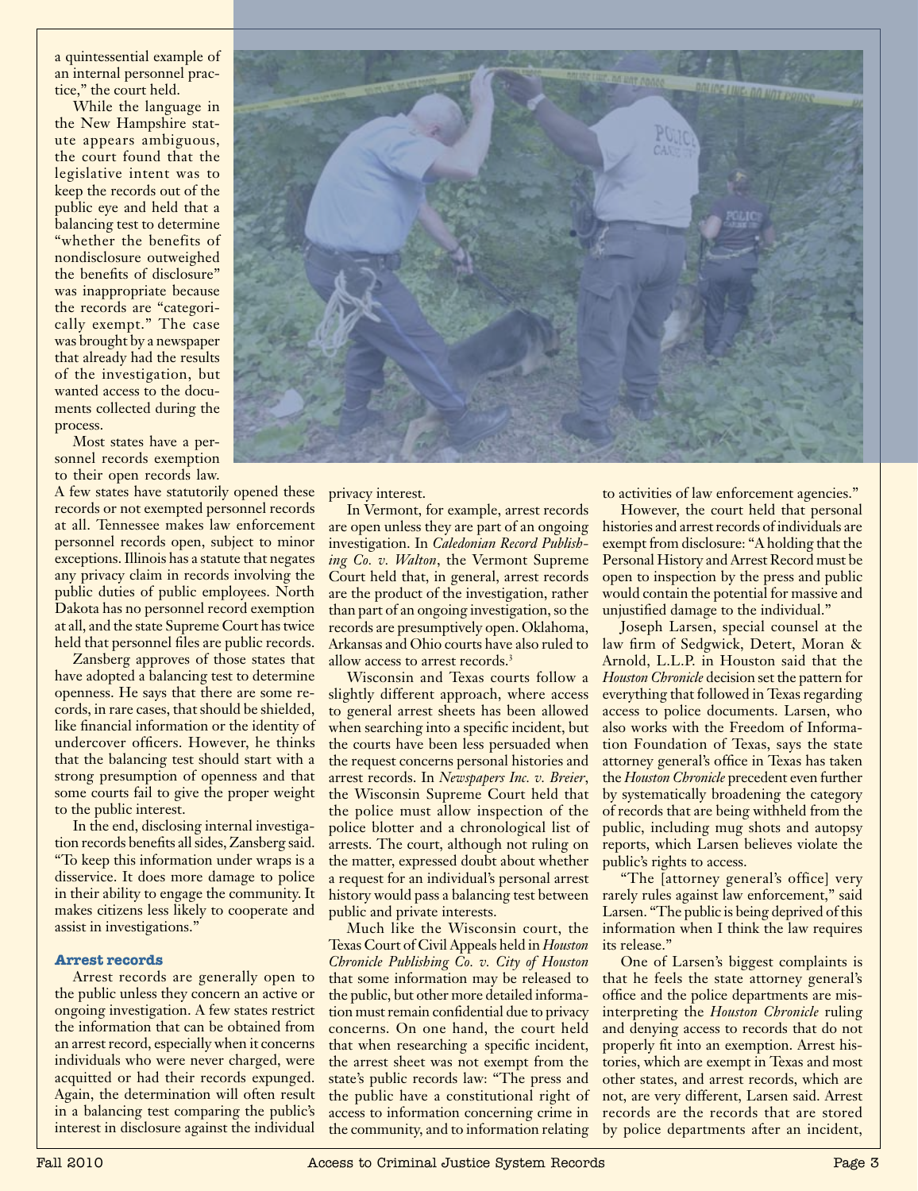a quintessential example of an internal personnel practice," the court held.

While the language in the New Hampshire statute appears ambiguous, the court found that the legislative intent was to keep the records out of the public eye and held that a balancing test to determine "whether the benefits of nondisclosure outweighed the benefits of disclosure" was inappropriate because the records are "categorically exempt." The case was brought by a newspaper that already had the results of the investigation, but wanted access to the documents collected during the process.

Most states have a personnel records exemption to their open records law. A few states have statutorily opened these records or not exempted personnel records at all. Tennessee makes law enforcement personnel records open, subject to minor exceptions. Illinois has a statute that negates any privacy claim in records involving the public duties of public employees. North Dakota has no personnel record exemption at all, and the state Supreme Court has twice held that personnel files are public records.

Zansberg approves of those states that have adopted a balancing test to determine openness. He says that there are some records, in rare cases, that should be shielded, like financial information or the identity of undercover officers. However, he thinks that the balancing test should start with a strong presumption of openness and that some courts fail to give the proper weight to the public interest.

In the end, disclosing internal investigation records benefits all sides, Zansberg said. "To keep this information under wraps is a disservice. It does more damage to police in their ability to engage the community. It makes citizens less likely to cooperate and assist in investigations."

### Arrest records

Arrest records are generally open to the public unless they concern an active or ongoing investigation. A few states restrict the information that can be obtained from an arrest record, especially when it concerns individuals who were never charged, were acquitted or had their records expunged. Again, the determination will often result in a balancing test comparing the public's interest in disclosure against the individual privacy interest.

In Vermont, for example, arrest records are open unless they are part of an ongoing investigation. In *Caledonian Record Publishing Co. v. Walton*, the Vermont Supreme Court held that, in general, arrest records are the product of the investigation, rather than part of an ongoing investigation, so the records are presumptively open. Oklahoma, Arkansas and Ohio courts have also ruled to allow access to arrest records.[3]

Wisconsin and Texas courts follow a slightly different approach, where access to general arrest sheets has been allowed when searching into a specific incident, but the courts have been less persuaded when the request concerns personal histories and arrest records. In *Newspapers Inc. v. Breier*, the Wisconsin Supreme Court held that the police must allow inspection of the police blotter and a chronological list of arrests. The court, although not ruling on the matter, expressed doubt about whether a request for an individual's personal arrest history would pass a balancing test between public and private interests.

Much like the Wisconsin court, the Texas Court of Civil Appeals held in *Houston Chronicle Publishing Co. v. City of Houston* that some information may be released to the public, but other more detailed information must remain confidential due to privacy concerns. On one hand, the court held that when researching a specific incident, the arrest sheet was not exempt from the state's public records law: "The press and the public have a constitutional right of access to information concerning crime in the community, and to information relating to activities of law enforcement agencies."

However, the court held that personal histories and arrest records of individuals are exempt from disclosure: "A holding that the Personal History and Arrest Record must be open to inspection by the press and public would contain the potential for massive and unjustified damage to the individual."

Joseph Larsen, special counsel at the law firm of Sedgwick, Detert, Moran & Arnold, L.L.P. in Houston said that the *Houston Chronicle* decision set the pattern for everything that followed in Texas regarding access to police documents. Larsen, who also works with the Freedom of Information Foundation of Texas, says the state attorney general's office in Texas has taken the *Houston Chronicle* precedent even further by systematically broadening the category of records that are being withheld from the public, including mug shots and autopsy reports, which Larsen believes violate the public's rights to access.

"The [attorney general's office] very rarely rules against law enforcement," said Larsen. "The public is being deprived of this information when I think the law requires its release."

One of Larsen's biggest complaints is that he feels the state attorney general's office and the police departments are misinterpreting the *Houston Chronicle* ruling and denying access to records that do not properly fit into an exemption. Arrest histories, which are exempt in Texas and most other states, and arrest records, which are not, are very different, Larsen said. Arrest records are the records that are stored by police departments after an incident,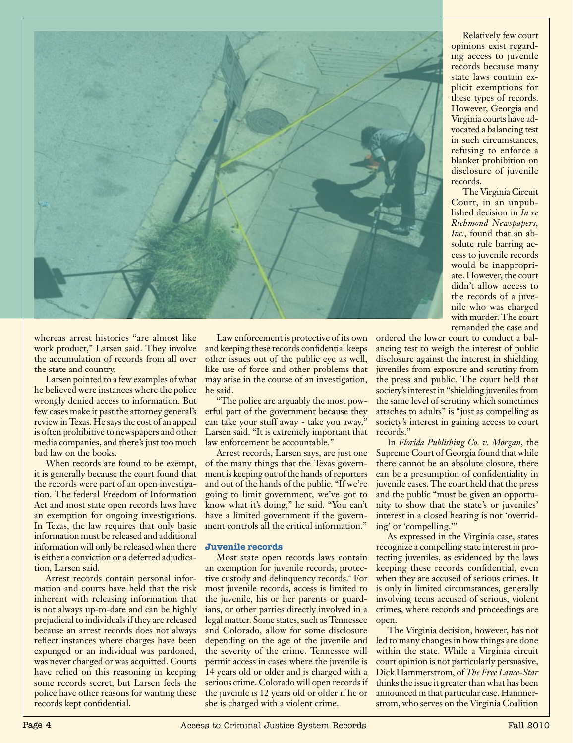whereas arrest histories "are almost like work product," Larsen said. They involve the accumulation of records from all over the state and country.

Larsen pointed to a few examples of what he believed were instances where the police wrongly denied access to information. But few cases make it past the attorney general's review in Texas. He says the cost of an appeal is often prohibitive to newspapers and other media companies, and there's just too much bad law on the books.

When records are found to be exempt, it is generally because the court found that the records were part of an open investigation. The federal Freedom of Information Act and most state open records laws have an exemption for ongoing investigations. In Texas, the law requires that only basic information must be released and additional information will only be released when there is either a conviction or a deferred adjudication, Larsen said.

Arrest records contain personal information and courts have held that the risk inherent with releasing information that is not always up-to-date and can be highly prejudicial to individuals if they are released because an arrest records does not always reflect instances where charges have been expunged or an individual was pardoned, was never charged or was acquitted. Courts have relied on this reasoning in keeping some records secret, but Larsen feels the police have other reasons for wanting these records kept confidential.

Law enforcement is protective of its own and keeping these records confidential keeps other issues out of the public eye as well, like use of force and other problems that may arise in the course of an investigation, he said.

"The police are arguably the most powerful part of the government because they can take your stuff away - take you away," Larsen said. "It is extremely important that law enforcement be accountable."

Arrest records, Larsen says, are just one of the many things that the Texas government is keeping out of the hands of reporters and out of the hands of the public. "If we're going to limit government, we've got to know what it's doing," he said. "You can't have a limited government if the government controls all the critical information."

### Juvenile records

Most state open records laws contain an exemption for juvenile records, protective custody and delinquency records.[4] For most juvenile records, access is limited to the juvenile, his or her parents or guardians, or other parties directly involved in a legal matter. Some states, such as Tennessee and Colorado, allow for some disclosure depending on the age of the juvenile and the severity of the crime. Tennessee will permit access in cases where the juvenile is 14 years old or older and is charged with a serious crime. Colorado will open records if the juvenile is 12 years old or older if he or she is charged with a violent crime.

Relatively few court opinions exist regarding access to juvenile records because many state laws contain explicit exemptions for these types of records. However, Georgia and Virginia courts have advocated a balancing test in such circumstances, refusing to enforce a blanket prohibition on disclosure of juvenile records.

The Virginia Circuit Court, in an unpublished decision in *In re Richmond Newspapers, Inc.*, found that an absolute rule barring access to juvenile records would be inappropriate. However, the court didn't allow access to the records of a juvenile who was charged with murder. The court remanded the case and ordered the lower court to conduct a balancing test to weigh the interest of public disclosure against the interest in shielding juveniles from exposure and scrutiny from the press and public. The court held that society's interest in "shielding juveniles from the same level of scrutiny which sometimes attaches to adults" is "just as compelling as society's interest in gaining access to court records."

In *Florida Publishing Co. v. Morgan*, the Supreme Court of Georgia found that while there cannot be an absolute closure, there can be a presumption of confidentiality in juvenile cases. The court held that the press and the public "must be given an opportunity to show that the state's or juveniles' interest in a closed hearing is not 'overriding' or 'compelling.'"

As expressed in the Virginia case, states recognize a compelling state interest in protecting juveniles, as evidenced by the laws keeping these records confidential, even when they are accused of serious crimes. It is only in limited circumstances, generally involving teens accused of serious, violent crimes, where records and proceedings are open.

The Virginia decision, however, has not led to many changes in how things are done within the state. While a Virginia circuit court opinion is not particularly persuasive, Dick Hammerstrom, of *The Free Lance-Star* thinks the issue it greater than what has been announced in that particular case. Hammerstrom, who serves on the Virginia Coalition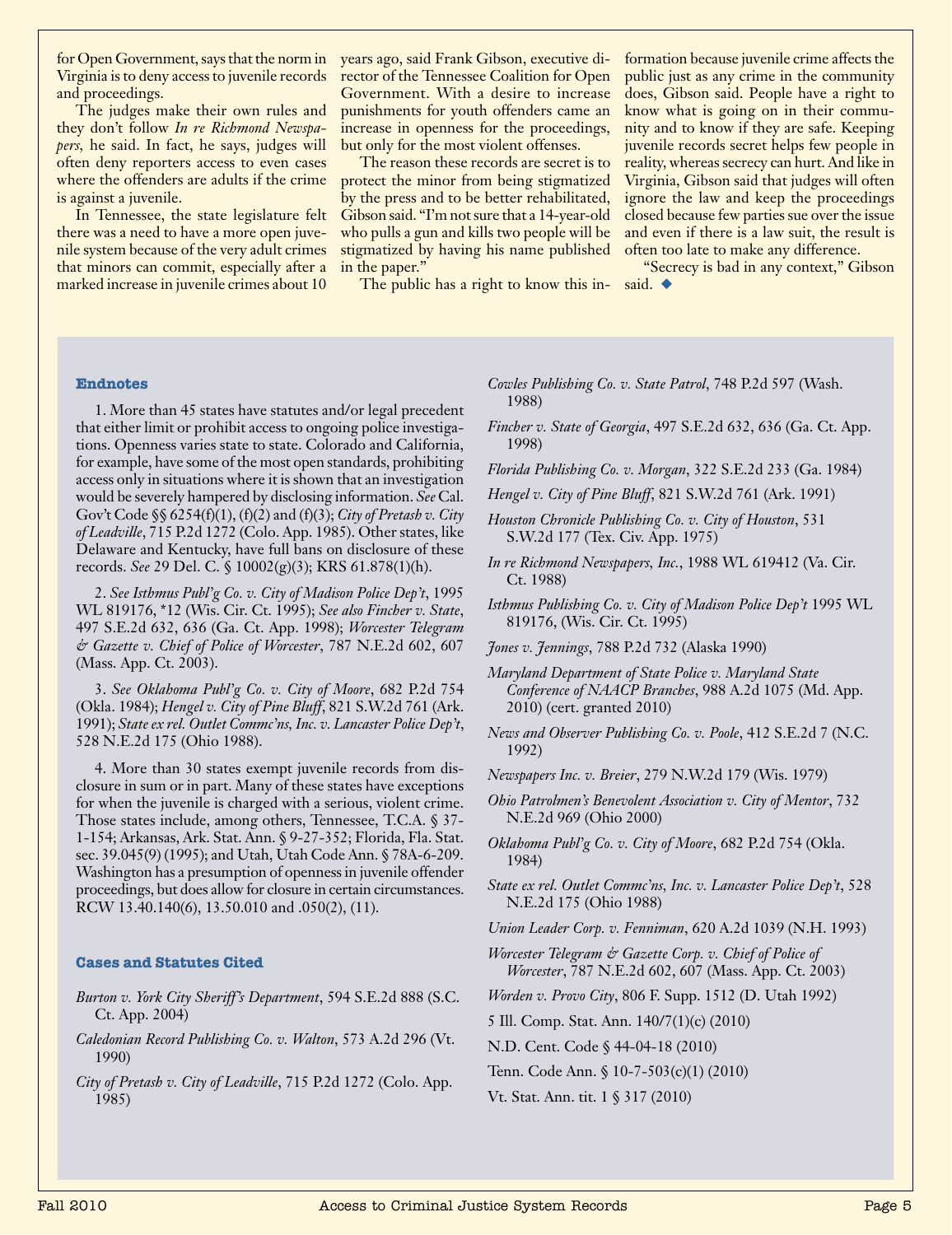for Open Government, says that the norm in Virginia is to deny access to juvenile records and proceedings.

The judges make their own rules and they don't follow *In re Richmond Newspapers*, he said. In fact, he says, judges will often deny reporters access to even cases where the offenders are adults if the crime is against a juvenile.

In Tennessee, the state legislature felt there was a need to have a more open juvenile system because of the very adult crimes that minors can commit, especially after a marked increase in juvenile crimes about 10 years ago, said Frank Gibson, executive director of the Tennessee Coalition for Open Government. With a desire to increase punishments for youth offenders came an increase in openness for the proceedings, but only for the most violent offenses.

The reason these records are secret is to protect the minor from being stigmatized by the press and to be better rehabilitated, Gibson said. "I'm not sure that a 14-year-old who pulls a gun and kills two people will be stigmatized by having his name published in the paper."

The public has a right to know this information because juvenile crime affects the public just as any crime in the community does, Gibson said. People have a right to know what is going on in their community and to know if they are safe. Keeping juvenile records secret helps few people in reality, whereas secrecy can hurt. And like in Virginia, Gibson said that judges will often ignore the law and keep the proceedings closed because few parties sue over the issue and even if there is a law suit, the result is often too late to make any difference.

"Secrecy is bad in any context," Gibson said. ◆

### Endnotes

1. More than 45 states have statutes and/or legal precedent that either limit or prohibit access to ongoing police investigations. Openness varies state to state. Colorado and California, for example, have some of the most open standards, prohibiting access only in situations where it is shown that an investigation would be severely hampered by disclosing information. *See* Cal. Gov't Code §§ 6254(f)(1), (f)(2) and (f)(3); *City of Pretash v. City of Leadville*, 715 P.2d 1272 (Colo. App. 1985). Other states, like Delaware and Kentucky, have full bans on disclosure of these records. *See* 29 Del. C. § 10002(g)(3); KRS 61.878(1)(h).

2. *See Isthmus Publ'g Co. v. City of Madison Police Dep't*, 1995 WL 819176, *12 (Wis. Cir. Ct. 1995); *See also Fincher v. State*, 497 S.E.2d 632, 636 (Ga. Ct. App. 1998); *Worcester Telegram & Gazette v. Chief of Police of Worcester*, 787 N.E.2d 602, 607 (Mass. App. Ct. 2003).

3. *See Oklahoma Publ'g Co. v. City of Moore*, 682 P.2d 754 (Okla. 1984); *Hengel v. City of Pine Bluff*, 821 S.W.2d 761 (Ark. 1991); *State ex rel. Outlet Commc'ns, Inc. v. Lancaster Police Dep't*, 528 N.E.2d 175 (Ohio 1988).

4. More than 30 states exempt juvenile records from disclosure in sum or in part. Many of these states have exceptions for when the juvenile is charged with a serious, violent crime. Those states include, among others, Tennessee, T.C.A. § 37-1-154; Arkansas, Ark. Stat. Ann. § 9-27-352; Florida, Fla. Stat. sec. 39.045(9) (1995); and Utah, Utah Code Ann. § 78A-6-209. Washington has a presumption of openness in juvenile offender proceedings, but does allow for closure in certain circumstances. RCW 13.40.140(6), 13.50.010 and .050(2), (11).

### Cases and Statutes Cited

*Burton v. York City Sheriff's Department*, 594 S.E.2d 888 (S.C. Ct. App. 2004)

*Caledonian Record Publishing Co. v. Walton*, 573 A.2d 296 (Vt. 1990)

*City of Pretash v. City of Leadville*, 715 P.2d 1272 (Colo. App. 1985)

*Cowles Publishing Co. v. State Patrol*, 748 P.2d 597 (Wash. 1988)

*Fincher v. State of Georgia*, 497 S.E.2d 632, 636 (Ga. Ct. App. 1998)

*Florida Publishing Co. v. Morgan*, 322 S.E.2d 233 (Ga. 1984)

*Hengel v. City of Pine Bluff*, 821 S.W.2d 761 (Ark. 1991)

*Houston Chronicle Publishing Co. v. City of Houston*, 531 S.W.2d 177 (Tex. Civ. App. 1975)

*In re Richmond Newspapers, Inc.*, 1988 WL 619412 (Va. Cir. Ct. 1988)

*Isthmus Publishing Co. v. City of Madison Police Dep't* 1995 WL 819176, (Wis. Cir. Ct. 1995)

*Jones v. Jennings*, 788 P.2d 732 (Alaska 1990)

*Maryland Department of State Police v. Maryland State Conference of NAACP Branches*, 988 A.2d 1075 (Md. App. 2010) (cert. granted 2010)

*News and Observer Publishing Co. v. Poole*, 412 S.E.2d 7 (N.C. 1992)

*Newspapers Inc. v. Breier*, 279 N.W.2d 179 (Wis. 1979)

*Ohio Patrolmen's Benevolent Association v. City of Mentor*, 732 N.E.2d 969 (Ohio 2000)

*Oklahoma Publ'g Co. v. City of Moore*, 682 P.2d 754 (Okla. 1984)

*State ex rel. Outlet Commc'ns, Inc. v. Lancaster Police Dep't*, 528 N.E.2d 175 (Ohio 1988)

*Union Leader Corp. v. Fenniman*, 620 A.2d 1039 (N.H. 1993)

*Worcester Telegram & Gazette Corp. v. Chief of Police of Worcester*, 787 N.E.2d 602, 607 (Mass. App. Ct. 2003)

*Worden v. Provo City*, 806 F. Supp. 1512 (D. Utah 1992)

5 Ill. Comp. Stat. Ann. 140/7(1)(c) (2010)

N.D. Cent. Code § 44-04-18 (2010)

Tenn. Code Ann. § 10-7-503(c)(1) (2010)

Vt. Stat. Ann. tit. 1 § 317 (2010)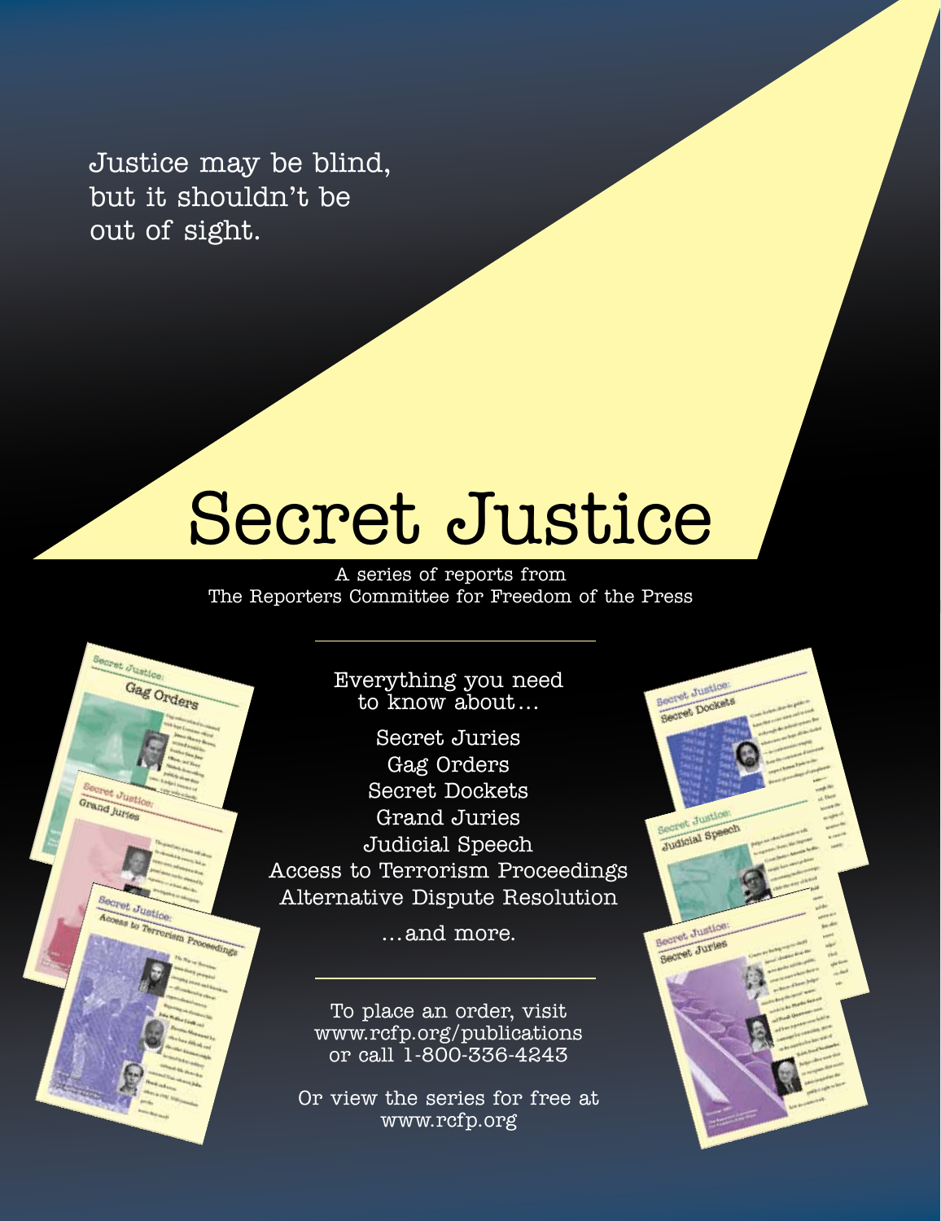Justice may be blind, but it shouldn't be out of sight.

# Secret Justice

A series of reports from
The Reporters Committee for Freedom of the Press

Everything you need to know about...

Secret Juries
Gag Orders
Secret Dockets
Grand Juries
Judicial Speech
Access to Terrorism Proceedings
Alternative Dispute Resolution

...and more.

To place an order, visit
www.rcfp.org/publications
or call 1-800-336-4243

Or view the series for free at
www.rcfp.org